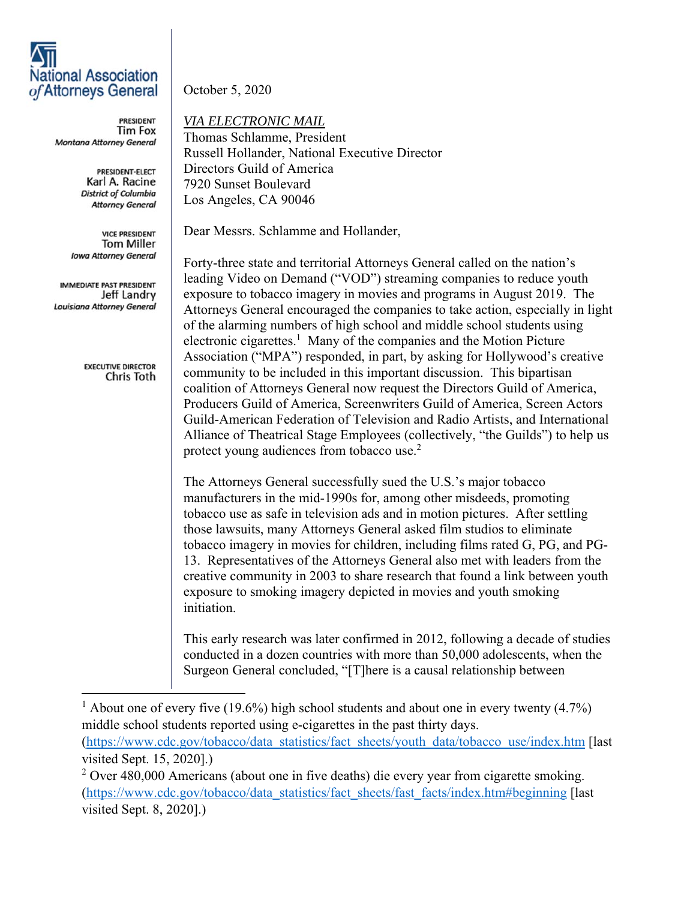National Association of Attorneys General

PRESIDENT
Tim Fox
*Montana Attorney General*

PRESIDENT-ELECT
Karl A. Racine
*District of Columbia Attorney General*

VICE PRESIDENT
Tom Miller
*Iowa Attorney General*

IMMEDIATE PAST PRESIDENT
Jeff Landry
*Louisiana Attorney General*

EXECUTIVE DIRECTOR
Chris Toth

October 5, 2020

*VIA ELECTRONIC MAIL*
Thomas Schlamme, President
Russell Hollander, National Executive Director
Directors Guild of America
7920 Sunset Boulevard
Los Angeles, CA 90046

Dear Messrs. Schlamme and Hollander,

Forty-three state and territorial Attorneys General called on the nation's leading Video on Demand ("VOD") streaming companies to reduce youth exposure to tobacco imagery in movies and programs in August 2019. The Attorneys General encouraged the companies to take action, especially in light of the alarming numbers of high school and middle school students using electronic cigarettes.[1] Many of the companies and the Motion Picture Association ("MPA") responded, in part, by asking for Hollywood's creative community to be included in this important discussion. This bipartisan coalition of Attorneys General now request the Directors Guild of America, Producers Guild of America, Screenwriters Guild of America, Screen Actors Guild-American Federation of Television and Radio Artists, and International Alliance of Theatrical Stage Employees (collectively, "the Guilds") to help us protect young audiences from tobacco use.[2]

The Attorneys General successfully sued the U.S.'s major tobacco manufacturers in the mid-1990s for, among other misdeeds, promoting tobacco use as safe in television ads and in motion pictures. After settling those lawsuits, many Attorneys General asked film studios to eliminate tobacco imagery in movies for children, including films rated G, PG, and PG-13. Representatives of the Attorneys General also met with leaders from the creative community in 2003 to share research that found a link between youth exposure to smoking imagery depicted in movies and youth smoking initiation.

This early research was later confirmed in 2012, following a decade of studies conducted in a dozen countries with more than 50,000 adolescents, when the Surgeon General concluded, "[T]here is a causal relationship between

---

[1] About one of every five (19.6%) high school students and about one in every twenty (4.7%) middle school students reported using e-cigarettes in the past thirty days. (https://www.cdc.gov/tobacco/data_statistics/fact_sheets/youth_data/tobacco_use/index.htm [last visited Sept. 15, 2020].)

[2] Over 480,000 Americans (about one in five deaths) die every year from cigarette smoking. (https://www.cdc.gov/tobacco/data_statistics/fact_sheets/fast_facts/index.htm#beginning [last visited Sept. 8, 2020].)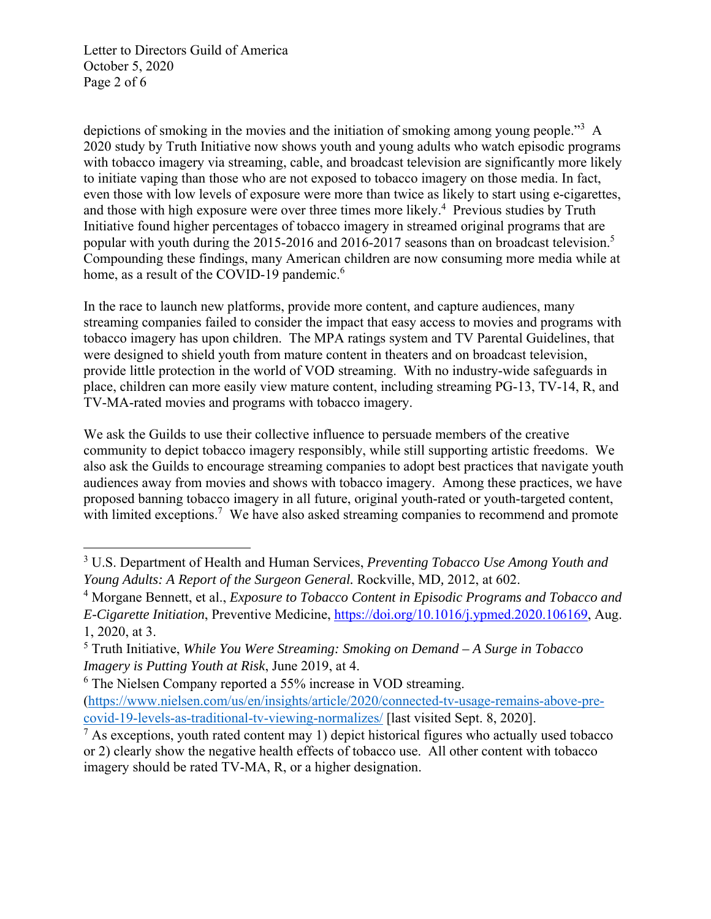depictions of smoking in the movies and the initiation of smoking among young people."[3] A 2020 study by Truth Initiative now shows youth and young adults who watch episodic programs with tobacco imagery via streaming, cable, and broadcast television are significantly more likely to initiate vaping than those who are not exposed to tobacco imagery on those media. In fact, even those with low levels of exposure were more than twice as likely to start using e-cigarettes, and those with high exposure were over three times more likely.[4] Previous studies by Truth Initiative found higher percentages of tobacco imagery in streamed original programs that are popular with youth during the 2015-2016 and 2016-2017 seasons than on broadcast television.[5] Compounding these findings, many American children are now consuming more media while at home, as a result of the COVID-19 pandemic.[6]

In the race to launch new platforms, provide more content, and capture audiences, many streaming companies failed to consider the impact that easy access to movies and programs with tobacco imagery has upon children. The MPA ratings system and TV Parental Guidelines, that were designed to shield youth from mature content in theaters and on broadcast television, provide little protection in the world of VOD streaming. With no industry-wide safeguards in place, children can more easily view mature content, including streaming PG-13, TV-14, R, and TV-MA-rated movies and programs with tobacco imagery.

We ask the Guilds to use their collective influence to persuade members of the creative community to depict tobacco imagery responsibly, while still supporting artistic freedoms. We also ask the Guilds to encourage streaming companies to adopt best practices that navigate youth audiences away from movies and shows with tobacco imagery. Among these practices, we have proposed banning tobacco imagery in all future, original youth-rated or youth-targeted content, with limited exceptions.[7] We have also asked streaming companies to recommend and promote

---

[3] U.S. Department of Health and Human Services, *Preventing Tobacco Use Among Youth and Young Adults: A Report of the Surgeon General.* Rockville, MD, 2012, at 602.

[4] Morgane Bennett, et al., *Exposure to Tobacco Content in Episodic Programs and Tobacco and E-Cigarette Initiation*, Preventive Medicine, https://doi.org/10.1016/j.ypmed.2020.106169, Aug. 1, 2020, at 3.

[5] Truth Initiative, *While You Were Streaming: Smoking on Demand – A Surge in Tobacco Imagery is Putting Youth at Risk*, June 2019, at 4.

[6] The Nielsen Company reported a 55% increase in VOD streaming. (https://www.nielsen.com/us/en/insights/article/2020/connected-tv-usage-remains-above-pre-covid-19-levels-as-traditional-tv-viewing-normalizes/ [last visited Sept. 8, 2020].

[7] As exceptions, youth rated content may 1) depict historical figures who actually used tobacco or 2) clearly show the negative health effects of tobacco use. All other content with tobacco imagery should be rated TV-MA, R, or a higher designation.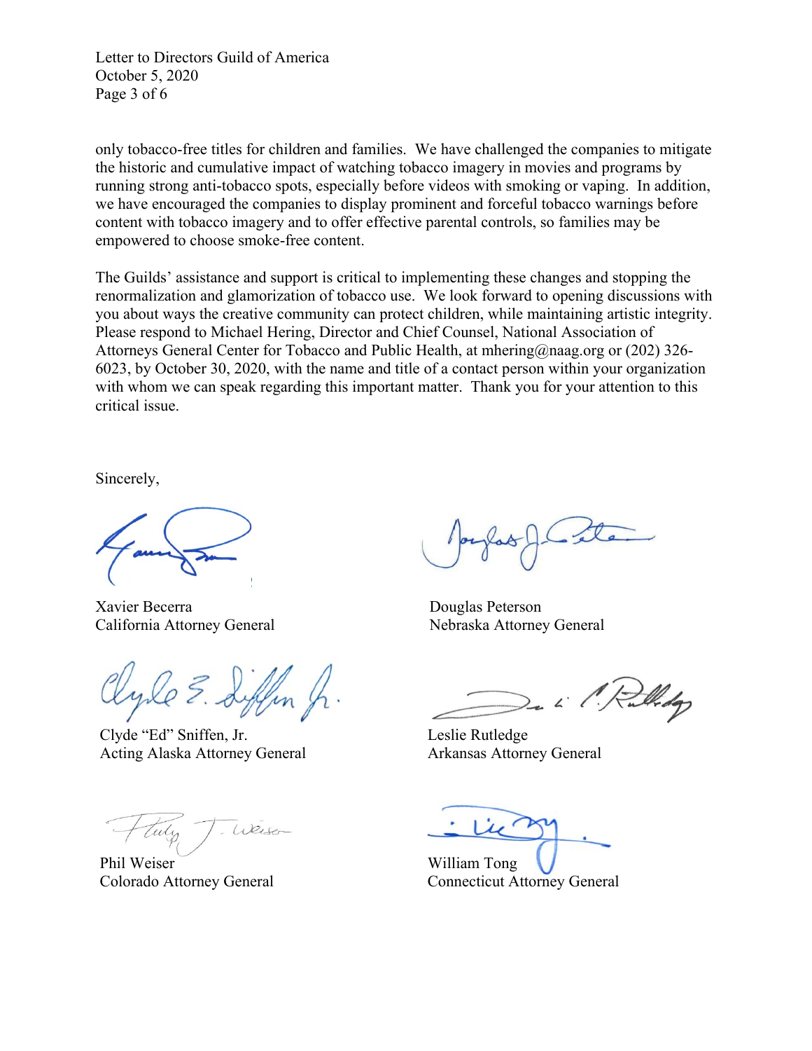only tobacco-free titles for children and families. We have challenged the companies to mitigate the historic and cumulative impact of watching tobacco imagery in movies and programs by running strong anti-tobacco spots, especially before videos with smoking or vaping. In addition, we have encouraged the companies to display prominent and forceful tobacco warnings before content with tobacco imagery and to offer effective parental controls, so families may be empowered to choose smoke-free content.

The Guilds' assistance and support is critical to implementing these changes and stopping the renormalization and glamorization of tobacco use. We look forward to opening discussions with you about ways the creative community can protect children, while maintaining artistic integrity. Please respond to Michael Hering, Director and Chief Counsel, National Association of Attorneys General Center for Tobacco and Public Health, at mhering@naag.org or (202) 326-6023, by October 30, 2020, with the name and title of a contact person within your organization with whom we can speak regarding this important matter. Thank you for your attention to this critical issue.

Sincerely,

Xavier Becerra
California Attorney General

Douglas Peterson
Nebraska Attorney General

Clyde "Ed" Sniffen, Jr.
Acting Alaska Attorney General

Leslie Rutledge
Arkansas Attorney General

Phil Weiser
Colorado Attorney General

William Tong
Connecticut Attorney General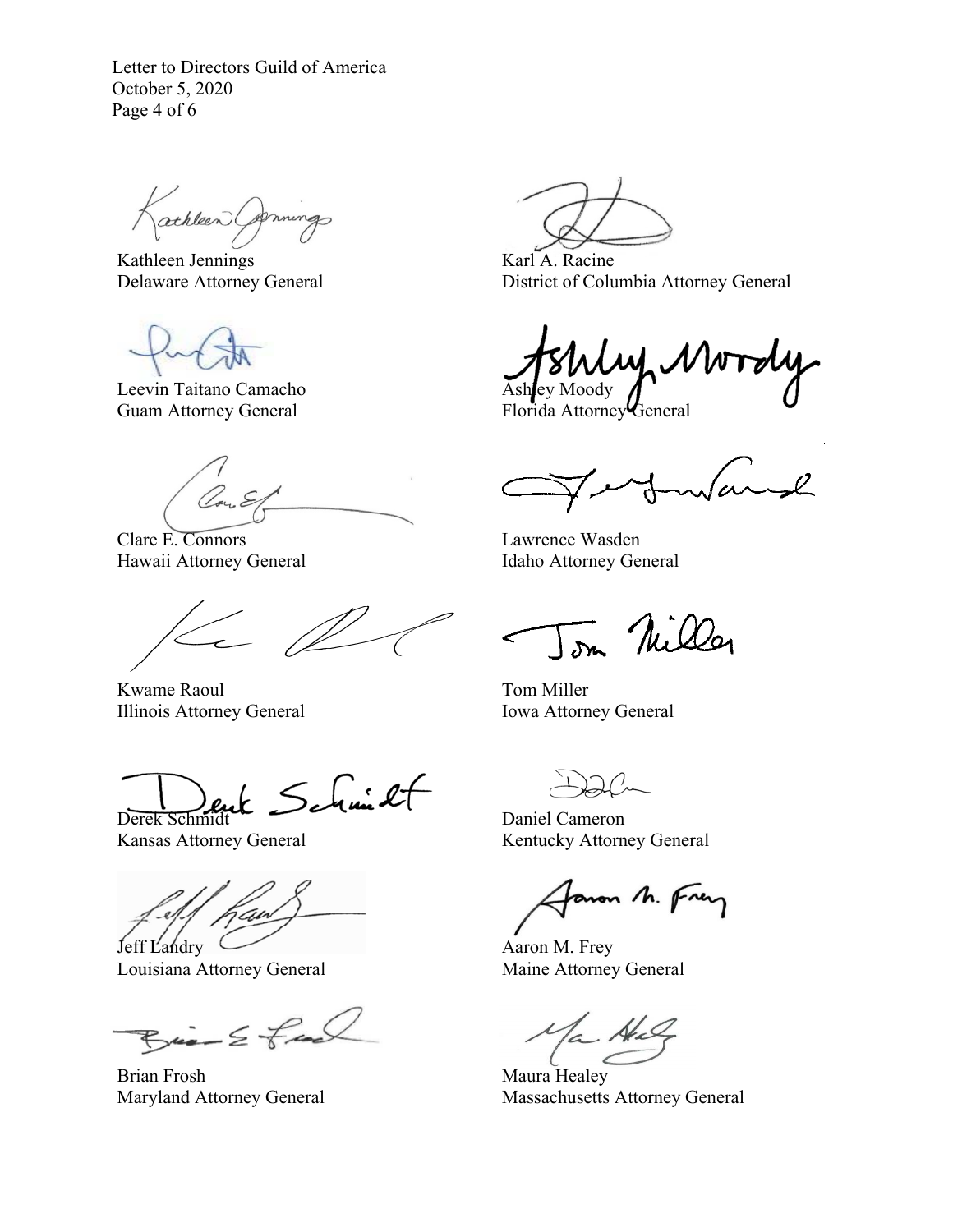Kathleen Jennings
Delaware Attorney General

Karl A. Racine
District of Columbia Attorney General

Leevin Taitano Camacho
Guam Attorney General

Ashley Moody
Florida Attorney General

Clare E. Connors
Hawaii Attorney General

Lawrence Wasden
Idaho Attorney General

Kwame Raoul
Illinois Attorney General

Tom Miller
Iowa Attorney General

Derek Schmidt
Kansas Attorney General

Daniel Cameron
Kentucky Attorney General

Jeff Landry
Louisiana Attorney General

Aaron M. Frey
Maine Attorney General

Brian Frosh
Maryland Attorney General

Maura Healey
Massachusetts Attorney General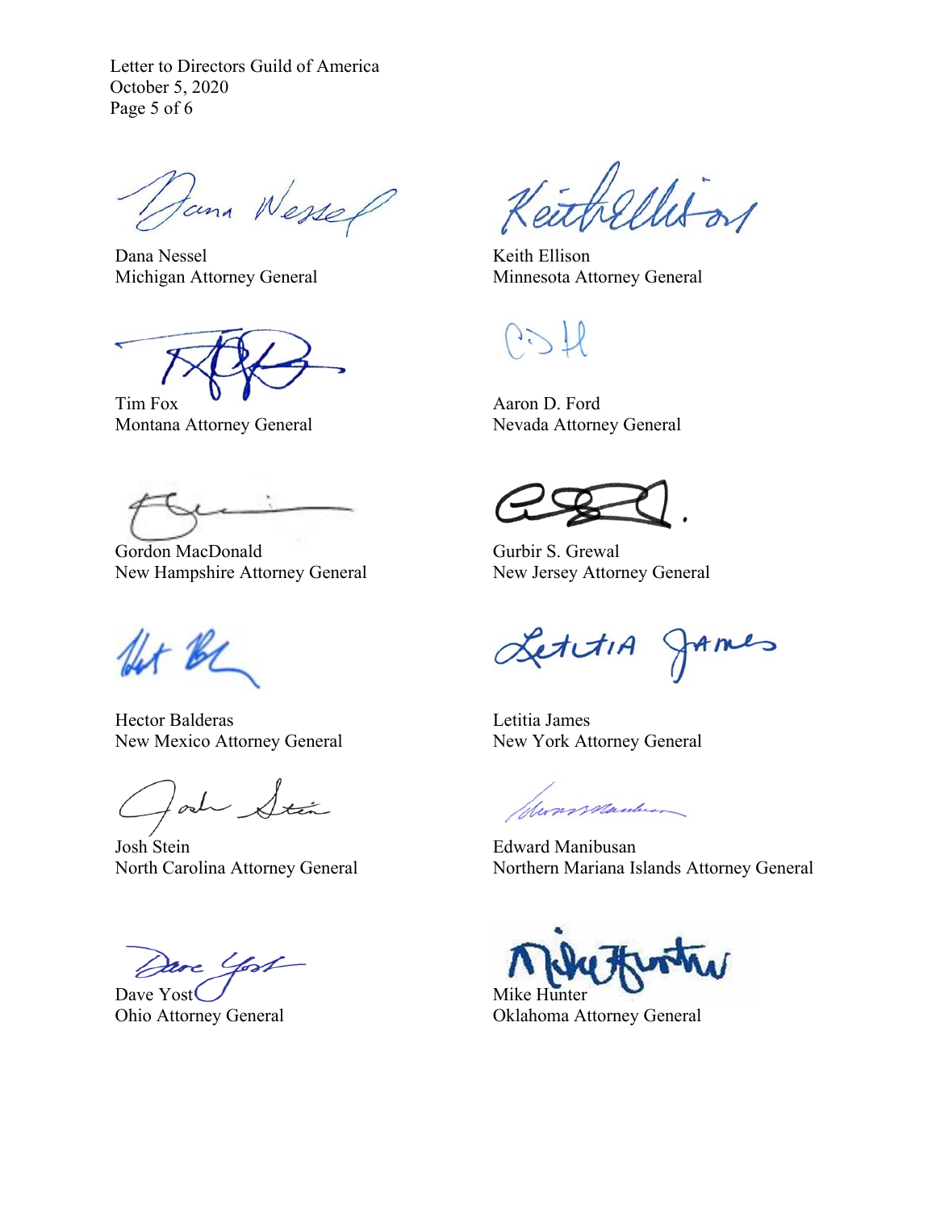Dana Nessel
Michigan Attorney General

Keith Ellison
Minnesota Attorney General

Tim Fox
Montana Attorney General

Aaron D. Ford
Nevada Attorney General

Gordon MacDonald
New Hampshire Attorney General

Gurbir S. Grewal
New Jersey Attorney General

Hector Balderas
New Mexico Attorney General

Letitia James
New York Attorney General

Josh Stein
North Carolina Attorney General

Edward Manibusan
Northern Mariana Islands Attorney General

Dave Yost
Ohio Attorney General

Mike Hunter
Oklahoma Attorney General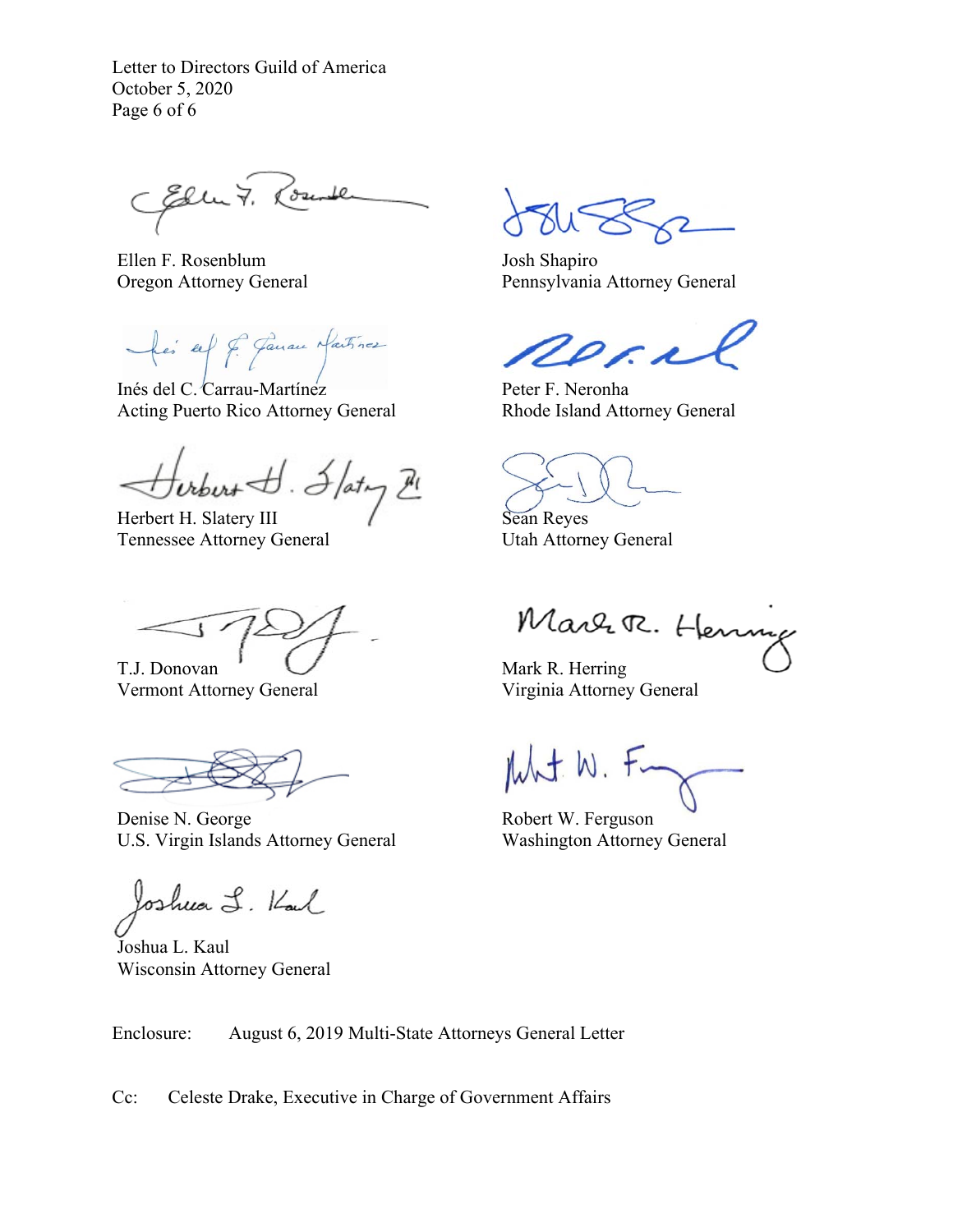Ellen F. Rosenblum
Oregon Attorney General

Josh Shapiro
Pennsylvania Attorney General

Inés del C. Carrau-Martínez
Acting Puerto Rico Attorney General

Peter F. Neronha
Rhode Island Attorney General

Herbert H. Slatery III
Tennessee Attorney General

Sean Reyes
Utah Attorney General

T.J. Donovan
Vermont Attorney General

Mark R. Herring
Virginia Attorney General

Denise N. George
U.S. Virgin Islands Attorney General

Robert W. Ferguson
Washington Attorney General

Joshua L. Kaul
Wisconsin Attorney General

Enclosure: August 6, 2019 Multi-State Attorneys General Letter

Cc: Celeste Drake, Executive in Charge of Government Affairs